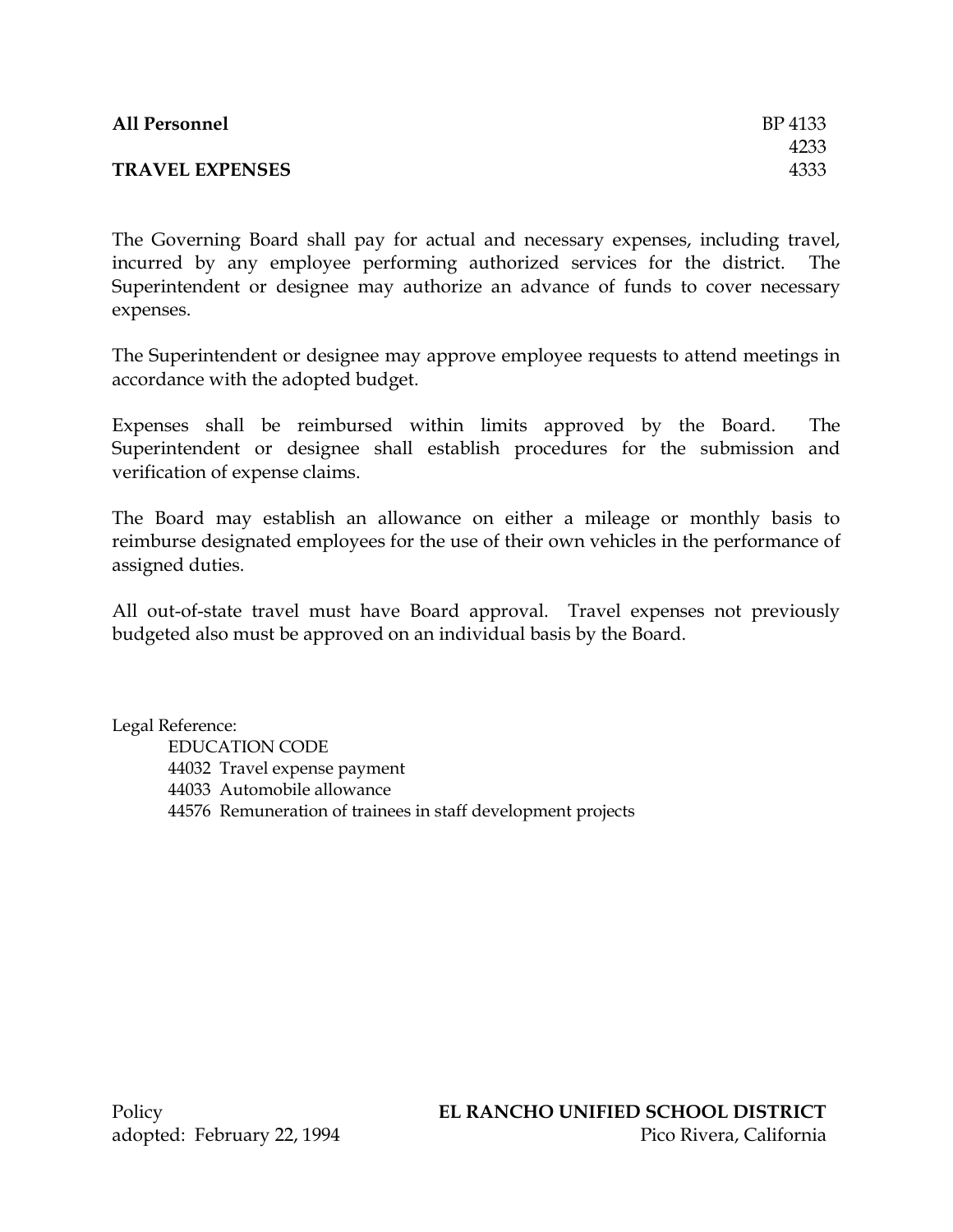**All Personnel** BP 4133
4233
**TRAVEL EXPENSES** 4333

The Governing Board shall pay for actual and necessary expenses, including travel, incurred by any employee performing authorized services for the district. The Superintendent or designee may authorize an advance of funds to cover necessary expenses.

The Superintendent or designee may approve employee requests to attend meetings in accordance with the adopted budget.

Expenses shall be reimbursed within limits approved by the Board. The Superintendent or designee shall establish procedures for the submission and verification of expense claims.

The Board may establish an allowance on either a mileage or monthly basis to reimburse designated employees for the use of their own vehicles in the performance of assigned duties.

All out-of-state travel must have Board approval. Travel expenses not previously budgeted also must be approved on an individual basis by the Board.

Legal Reference:

EDUCATION CODE

44032 Travel expense payment

44033 Automobile allowance

44576 Remuneration of trainees in staff development projects

Policy
adopted: February 22, 1994

**EL RANCHO UNIFIED SCHOOL DISTRICT**
Pico Rivera, California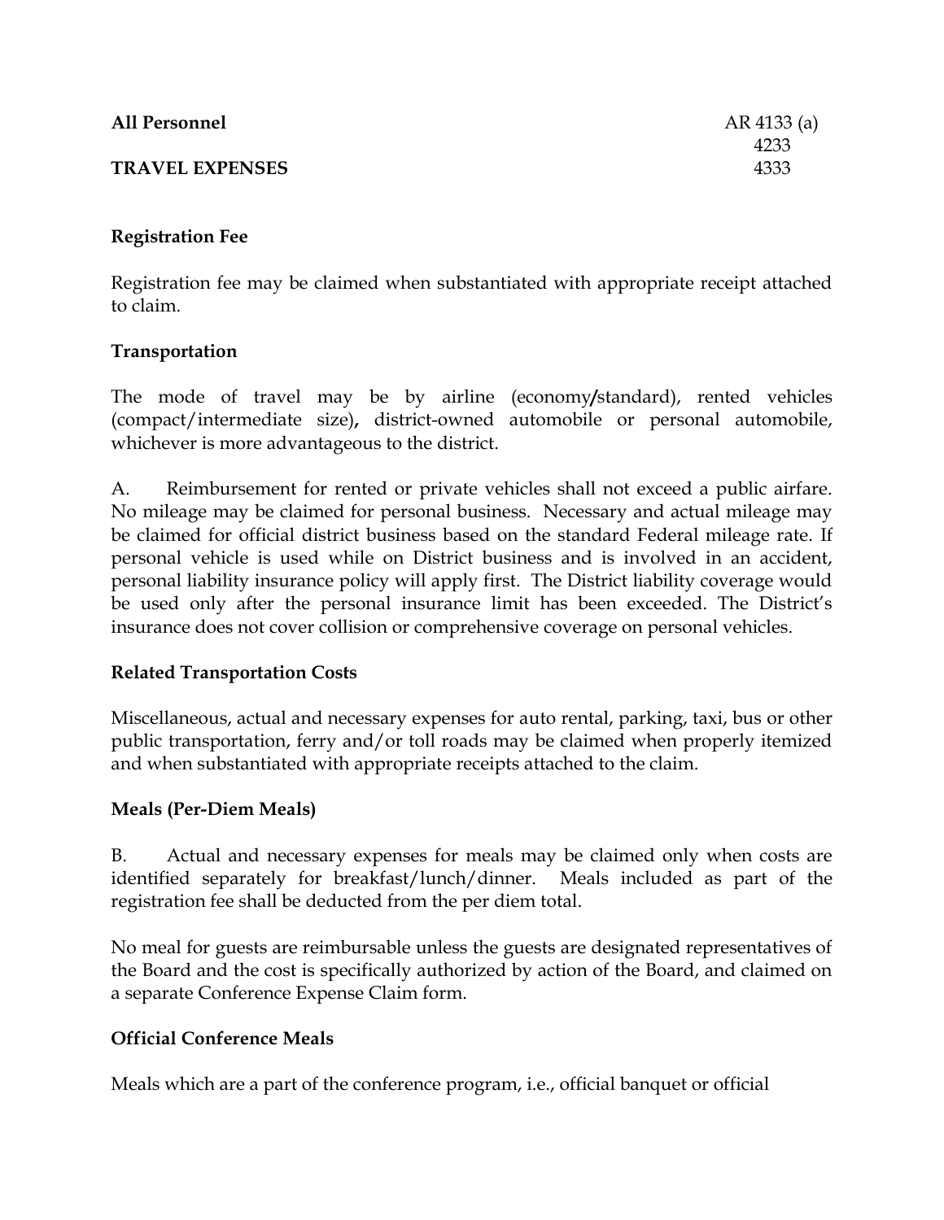**Registration Fee**

Registration fee may be claimed when substantiated with appropriate receipt attached to claim.

**Transportation**

The mode of travel may be by airline (economy/standard), rented vehicles (compact/intermediate size), district-owned automobile or personal automobile, whichever is more advantageous to the district.

A. Reimbursement for rented or private vehicles shall not exceed a public airfare. No mileage may be claimed for personal business. Necessary and actual mileage may be claimed for official district business based on the standard Federal mileage rate. If personal vehicle is used while on District business and is involved in an accident, personal liability insurance policy will apply first. The District liability coverage would be used only after the personal insurance limit has been exceeded. The District's insurance does not cover collision or comprehensive coverage on personal vehicles.

**Related Transportation Costs**

Miscellaneous, actual and necessary expenses for auto rental, parking, taxi, bus or other public transportation, ferry and/or toll roads may be claimed when properly itemized and when substantiated with appropriate receipts attached to the claim.

**Meals (Per-Diem Meals)**

B. Actual and necessary expenses for meals may be claimed only when costs are identified separately for breakfast/lunch/dinner. Meals included as part of the registration fee shall be deducted from the per diem total.

No meal for guests are reimbursable unless the guests are designated representatives of the Board and the cost is specifically authorized by action of the Board, and claimed on a separate Conference Expense Claim form.

**Official Conference Meals**

Meals which are a part of the conference program, i.e., official banquet or official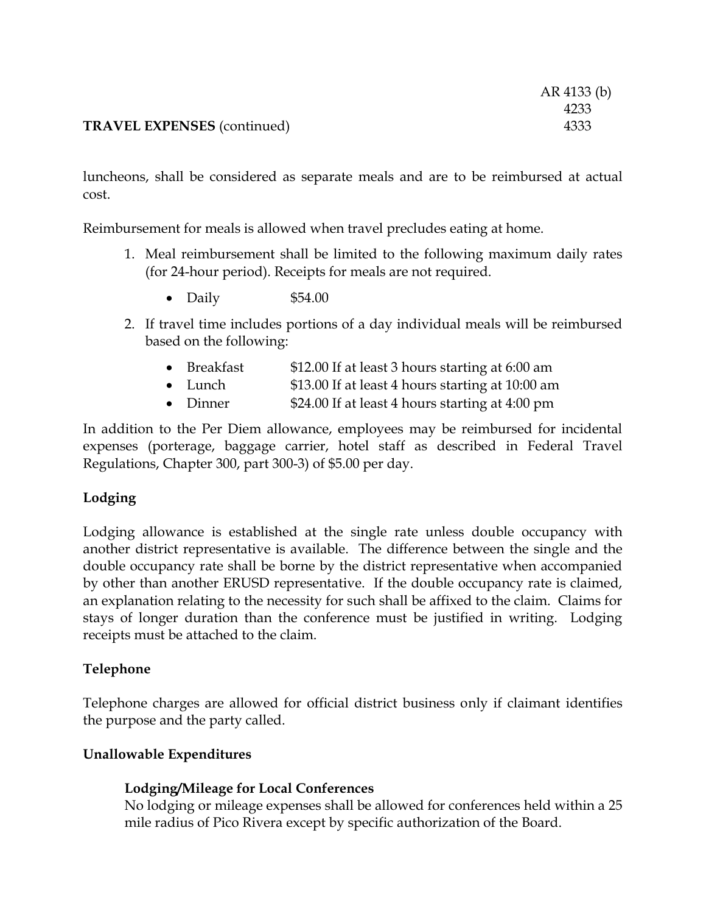luncheons, shall be considered as separate meals and are to be reimbursed at actual cost.

Reimbursement for meals is allowed when travel precludes eating at home.

1. Meal reimbursement shall be limited to the following maximum daily rates (for 24-hour period). Receipts for meals are not required.
   - Daily $54.00
2. If travel time includes portions of a day individual meals will be reimbursed based on the following:
   - Breakfast $12.00 If at least 3 hours starting at 6:00 am
   - Lunch $13.00 If at least 4 hours starting at 10:00 am
   - Dinner $24.00 If at least 4 hours starting at 4:00 pm

In addition to the Per Diem allowance, employees may be reimbursed for incidental expenses (porterage, baggage carrier, hotel staff as described in Federal Travel Regulations, Chapter 300, part 300-3) of $5.00 per day.

**Lodging**

Lodging allowance is established at the single rate unless double occupancy with another district representative is available. The difference between the single and the double occupancy rate shall be borne by the district representative when accompanied by other than another ERUSD representative. If the double occupancy rate is claimed, an explanation relating to the necessity for such shall be affixed to the claim. Claims for stays of longer duration than the conference must be justified in writing. Lodging receipts must be attached to the claim.

**Telephone**

Telephone charges are allowed for official district business only if claimant identifies the purpose and the party called.

**Unallowable Expenditures**

**Lodging/Mileage for Local Conferences**
No lodging or mileage expenses shall be allowed for conferences held within a 25 mile radius of Pico Rivera except by specific authorization of the Board.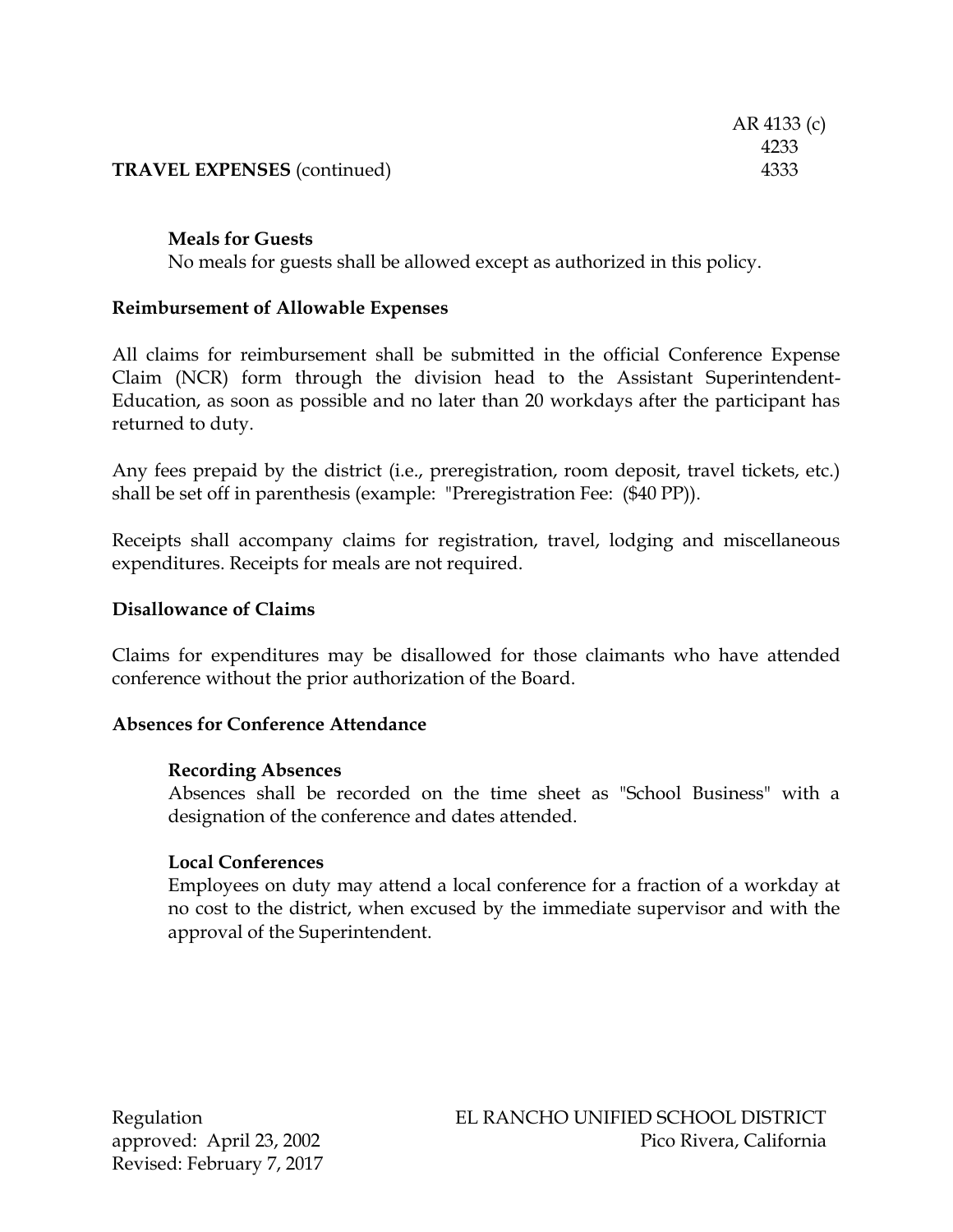#### Meals for Guests

No meals for guests shall be allowed except as authorized in this policy.

### Reimbursement of Allowable Expenses

All claims for reimbursement shall be submitted in the official Conference Expense Claim (NCR) form through the division head to the Assistant Superintendent-Education, as soon as possible and no later than 20 workdays after the participant has returned to duty.

Any fees prepaid by the district (i.e., preregistration, room deposit, travel tickets, etc.) shall be set off in parenthesis (example: "Preregistration Fee: ($40 PP)).

Receipts shall accompany claims for registration, travel, lodging and miscellaneous expenditures. Receipts for meals are not required.

### Disallowance of Claims

Claims for expenditures may be disallowed for those claimants who have attended conference without the prior authorization of the Board.

### Absences for Conference Attendance

#### Recording Absences

Absences shall be recorded on the time sheet as "School Business" with a designation of the conference and dates attended.

#### Local Conferences

Employees on duty may attend a local conference for a fraction of a workday at no cost to the district, when excused by the immediate supervisor and with the approval of the Superintendent.

Regulation
approved: April 23, 2002
Revised: February 7, 2017

EL RANCHO UNIFIED SCHOOL DISTRICT
Pico Rivera, California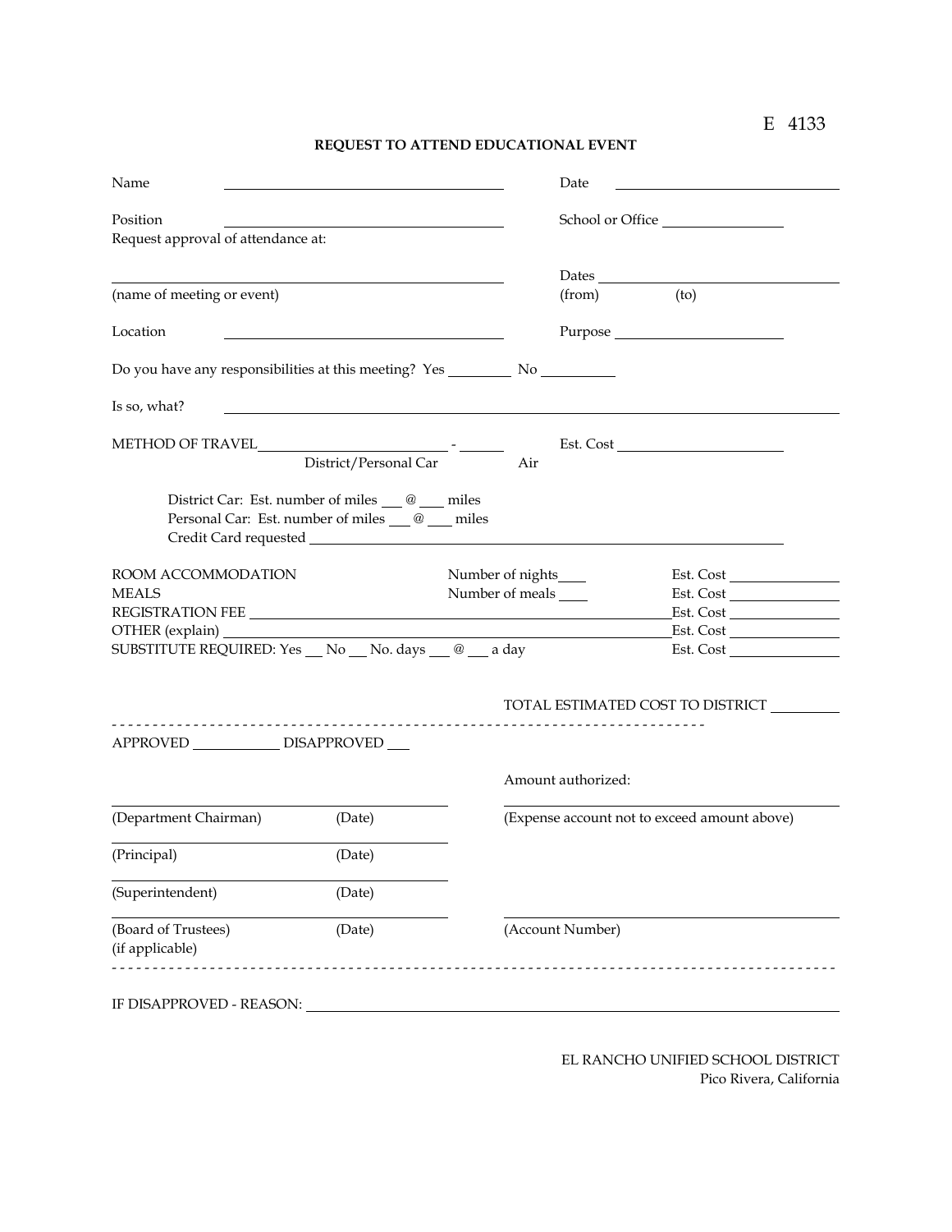E 4133

**REQUEST TO ATTEND EDUCATIONAL EVENT**

Name ______________________________ Date ______________________________

Position ______________________________ School or Office ______________

Request approval of attendance at:

______________________________ Dates ______________________________

(name of meeting or event) (from) (to)

Location ______________________________ Purpose ______________________

Do you have any responsibilities at this meeting? Yes ________ No ________

Is so, what? ____________________________________________________________

METHOD OF TRAVEL______________________ - ______ Est. Cost ______________________

District/Personal Car Air

District Car: Est. number of miles ___ @ ___ miles

Personal Car: Est. number of miles ___ @ ___ miles

Credit Card requested ____________________________________________

ROOM ACCOMMODATION Number of nights____ Est. Cost ______________

MEALS Number of meals ____ Est. Cost ______________

REGISTRATION FEE ______________________________________________ Est. Cost ______________

OTHER (explain) ______________________________________________ Est. Cost ______________

SUBSTITUTE REQUIRED: Yes __ No __ No. days ___ @ ___ a day Est. Cost ______________

TOTAL ESTIMATED COST TO DISTRICT ________

- - - - - - - - - - - - - - - - - - - - - - - - - - - - - - - - - - - - - - - - - - - - - - - - - - - - - - - - - - - - - - - - - - - - - - -

APPROVED ___________ DISAPPROVED ___

Amount authorized:

______________________________ ______________________________

(Department Chairman) (Date) (Expense account not to exceed amount above)

______________________________

(Principal) (Date)

______________________________

(Superintendent) (Date)

______________________________ ______________________________

(Board of Trustees) (Date) (Account Number)

(if applicable)

- - - - - - - - - - - - - - - - - - - - - - - - - - - - - - - - - - - - - - - - - - - - - - - - - - - - - - - - - - - - - - - - - - - - - - - - - - - - - - - - - - - - - - -

IF DISAPPROVED - REASON: ______________________________________________

EL RANCHO UNIFIED SCHOOL DISTRICT
Pico Rivera, California